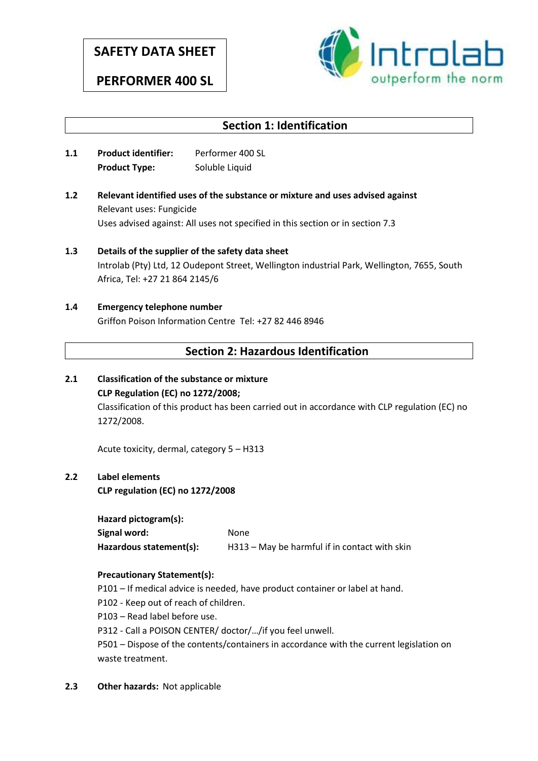# SAFETY DATA SHEET

# PERFORMER 400 SL

Introlab
outperform the norm

## Section 1: Identification

**1.1** **Product identifier:** Performer 400 SL
**Product Type:** Soluble Liquid

**1.2** **Relevant identified uses of the substance or mixture and uses advised against**
Relevant uses: Fungicide
Uses advised against: All uses not specified in this section or in section 7.3

**1.3** **Details of the supplier of the safety data sheet**
Introlab (Pty) Ltd, 12 Oudepont Street, Wellington industrial Park, Wellington, 7655, South Africa, Tel: +27 21 864 2145/6

**1.4** **Emergency telephone number**
Griffon Poison Information Centre Tel: +27 82 446 8946

## Section 2: Hazardous Identification

**2.1** **Classification of the substance or mixture**
**CLP Regulation (EC) no 1272/2008;**
Classification of this product has been carried out in accordance with CLP regulation (EC) no 1272/2008.

Acute toxicity, dermal, category 5 – H313

**2.2** **Label elements**
**CLP regulation (EC) no 1272/2008**

**Hazard pictogram(s):**
**Signal word:** None
**Hazardous statement(s):** H313 – May be harmful if in contact with skin

**Precautionary Statement(s):**
P101 – If medical advice is needed, have product container or label at hand.
P102 - Keep out of reach of children.
P103 – Read label before use.
P312 - Call a POISON CENTER/ doctor/…/if you feel unwell.
P501 – Dispose of the contents/containers in accordance with the current legislation on waste treatment.

**2.3** **Other hazards:** Not applicable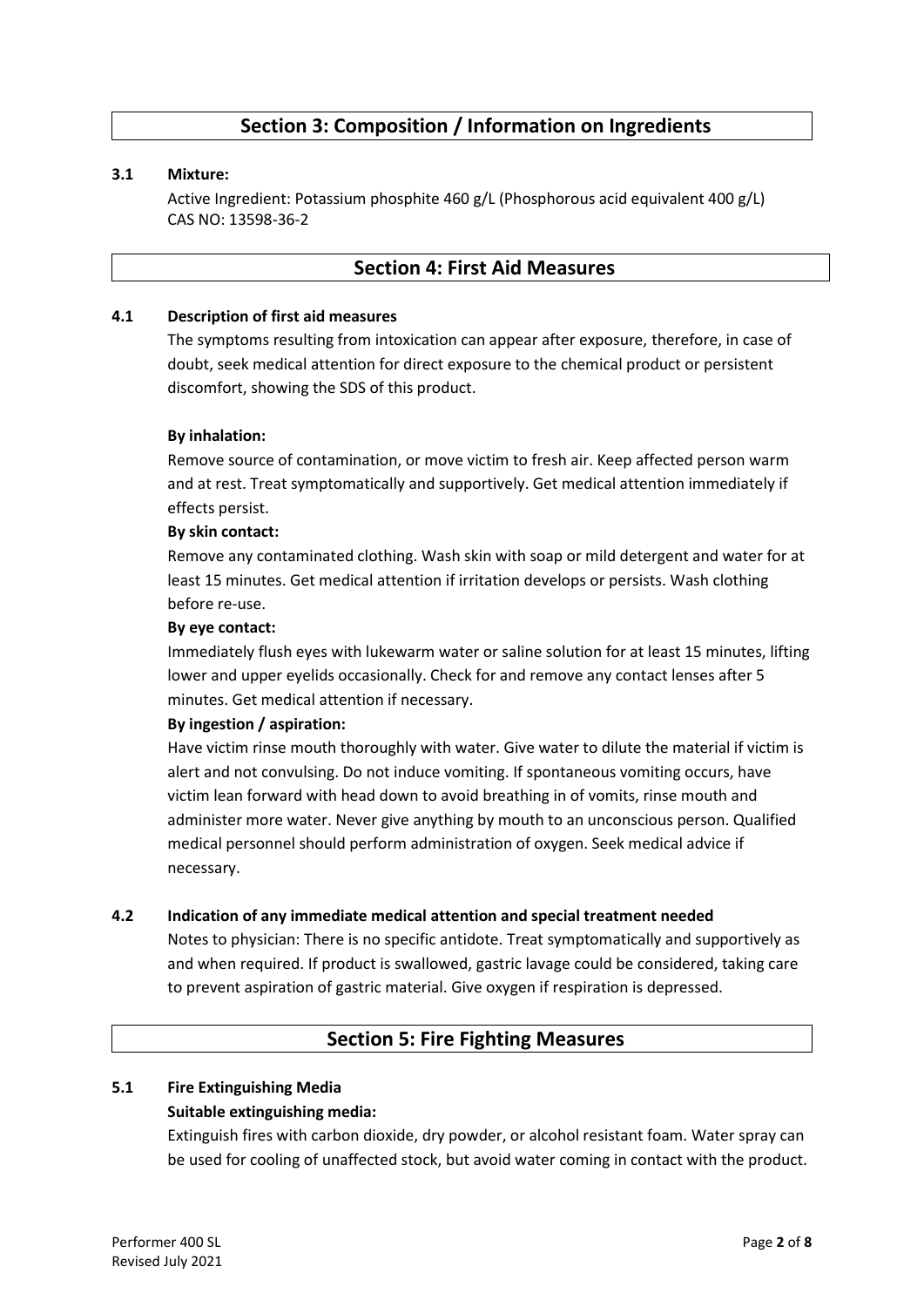## Section 3: Composition / Information on Ingredients

**3.1 Mixture:**

Active Ingredient: Potassium phosphite 460 g/L (Phosphorous acid equivalent 400 g/L)
CAS NO: 13598-36-2

## Section 4: First Aid Measures

**4.1 Description of first aid measures**

The symptoms resulting from intoxication can appear after exposure, therefore, in case of doubt, seek medical attention for direct exposure to the chemical product or persistent discomfort, showing the SDS of this product.

**By inhalation:**

Remove source of contamination, or move victim to fresh air. Keep affected person warm and at rest. Treat symptomatically and supportively. Get medical attention immediately if effects persist.

**By skin contact:**

Remove any contaminated clothing. Wash skin with soap or mild detergent and water for at least 15 minutes. Get medical attention if irritation develops or persists. Wash clothing before re-use.

**By eye contact:**

Immediately flush eyes with lukewarm water or saline solution for at least 15 minutes, lifting lower and upper eyelids occasionally. Check for and remove any contact lenses after 5 minutes. Get medical attention if necessary.

**By ingestion / aspiration:**

Have victim rinse mouth thoroughly with water. Give water to dilute the material if victim is alert and not convulsing. Do not induce vomiting. If spontaneous vomiting occurs, have victim lean forward with head down to avoid breathing in of vomits, rinse mouth and administer more water. Never give anything by mouth to an unconscious person. Qualified medical personnel should perform administration of oxygen. Seek medical advice if necessary.

**4.2 Indication of any immediate medical attention and special treatment needed**

Notes to physician: There is no specific antidote. Treat symptomatically and supportively as and when required. If product is swallowed, gastric lavage could be considered, taking care to prevent aspiration of gastric material. Give oxygen if respiration is depressed.

## Section 5: Fire Fighting Measures

**5.1 Fire Extinguishing Media**

**Suitable extinguishing media:**

Extinguish fires with carbon dioxide, dry powder, or alcohol resistant foam. Water spray can be used for cooling of unaffected stock, but avoid water coming in contact with the product.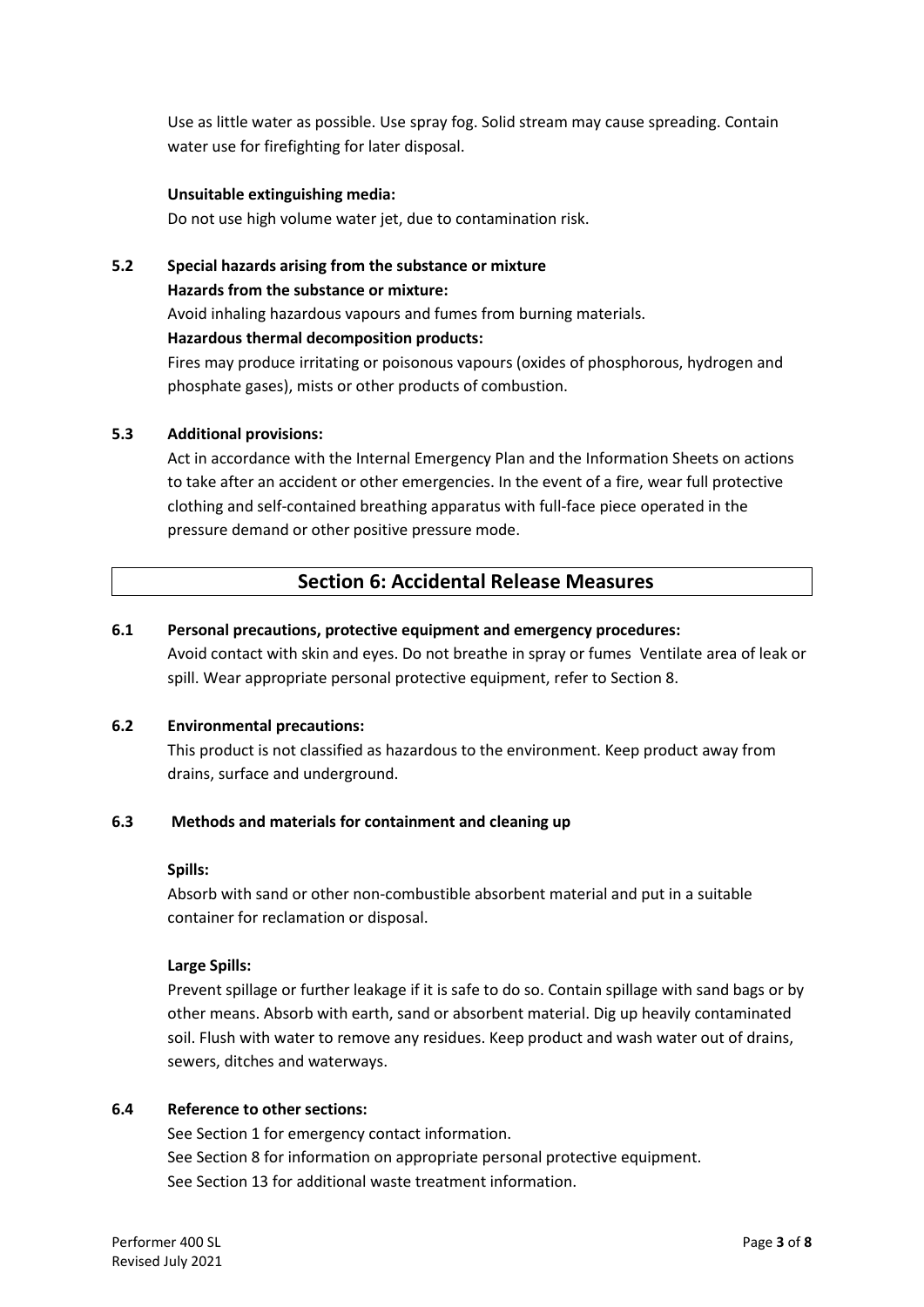Use as little water as possible. Use spray fog. Solid stream may cause spreading. Contain water use for firefighting for later disposal.

**Unsuitable extinguishing media:**
Do not use high volume water jet, due to contamination risk.

**5.2 Special hazards arising from the substance or mixture**

**Hazards from the substance or mixture:**
Avoid inhaling hazardous vapours and fumes from burning materials.

**Hazardous thermal decomposition products:**
Fires may produce irritating or poisonous vapours (oxides of phosphorous, hydrogen and phosphate gases), mists or other products of combustion.

**5.3 Additional provisions:**
Act in accordance with the Internal Emergency Plan and the Information Sheets on actions to take after an accident or other emergencies. In the event of a fire, wear full protective clothing and self-contained breathing apparatus with full-face piece operated in the pressure demand or other positive pressure mode.

## Section 6: Accidental Release Measures

**6.1 Personal precautions, protective equipment and emergency procedures:**
Avoid contact with skin and eyes. Do not breathe in spray or fumes Ventilate area of leak or spill. Wear appropriate personal protective equipment, refer to Section 8.

**6.2 Environmental precautions:**
This product is not classified as hazardous to the environment. Keep product away from drains, surface and underground.

**6.3 Methods and materials for containment and cleaning up**

**Spills:**
Absorb with sand or other non-combustible absorbent material and put in a suitable container for reclamation or disposal.

**Large Spills:**
Prevent spillage or further leakage if it is safe to do so. Contain spillage with sand bags or by other means. Absorb with earth, sand or absorbent material. Dig up heavily contaminated soil. Flush with water to remove any residues. Keep product and wash water out of drains, sewers, ditches and waterways.

**6.4 Reference to other sections:**
See Section 1 for emergency contact information.
See Section 8 for information on appropriate personal protective equipment.
See Section 13 for additional waste treatment information.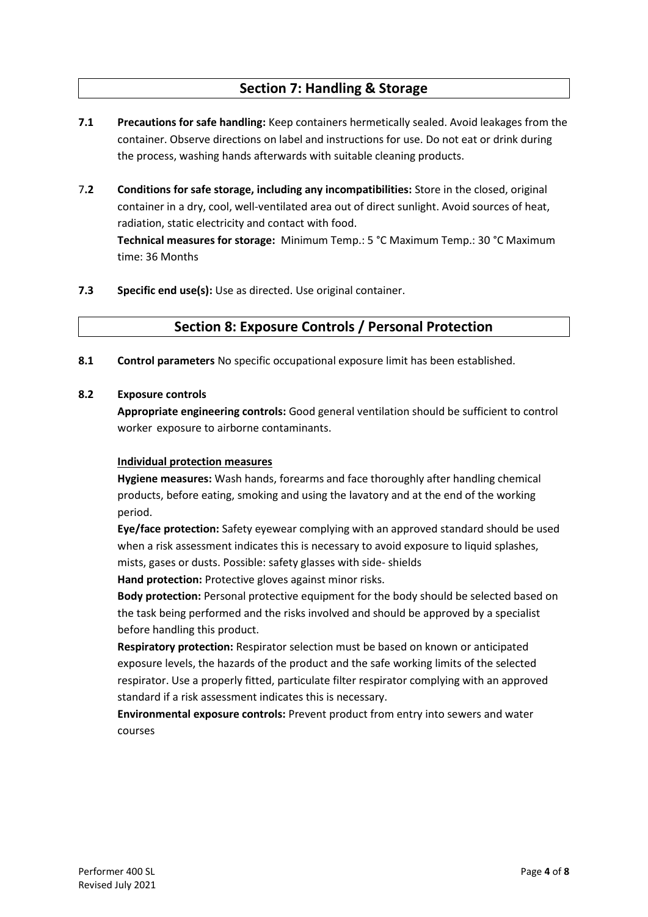## Section 7: Handling & Storage

**7.1 Precautions for safe handling:** Keep containers hermetically sealed. Avoid leakages from the container. Observe directions on label and instructions for use. Do not eat or drink during the process, washing hands afterwards with suitable cleaning products.

**7.2 Conditions for safe storage, including any incompatibilities:** Store in the closed, original container in a dry, cool, well-ventilated area out of direct sunlight. Avoid sources of heat, radiation, static electricity and contact with food.
**Technical measures for storage:** Minimum Temp.: 5 °C Maximum Temp.: 30 °C Maximum time: 36 Months

**7.3 Specific end use(s):** Use as directed. Use original container.

## Section 8: Exposure Controls / Personal Protection

**8.1 Control parameters** No specific occupational exposure limit has been established.

**8.2 Exposure controls**

**Appropriate engineering controls:** Good general ventilation should be sufficient to control worker exposure to airborne contaminants.

**Individual protection measures**

**Hygiene measures:** Wash hands, forearms and face thoroughly after handling chemical products, before eating, smoking and using the lavatory and at the end of the working period.

**Eye/face protection:** Safety eyewear complying with an approved standard should be used when a risk assessment indicates this is necessary to avoid exposure to liquid splashes, mists, gases or dusts. Possible: safety glasses with side- shields

**Hand protection:** Protective gloves against minor risks.

**Body protection:** Personal protective equipment for the body should be selected based on the task being performed and the risks involved and should be approved by a specialist before handling this product.

**Respiratory protection:** Respirator selection must be based on known or anticipated exposure levels, the hazards of the product and the safe working limits of the selected respirator. Use a properly fitted, particulate filter respirator complying with an approved standard if a risk assessment indicates this is necessary.

**Environmental exposure controls:** Prevent product from entry into sewers and water courses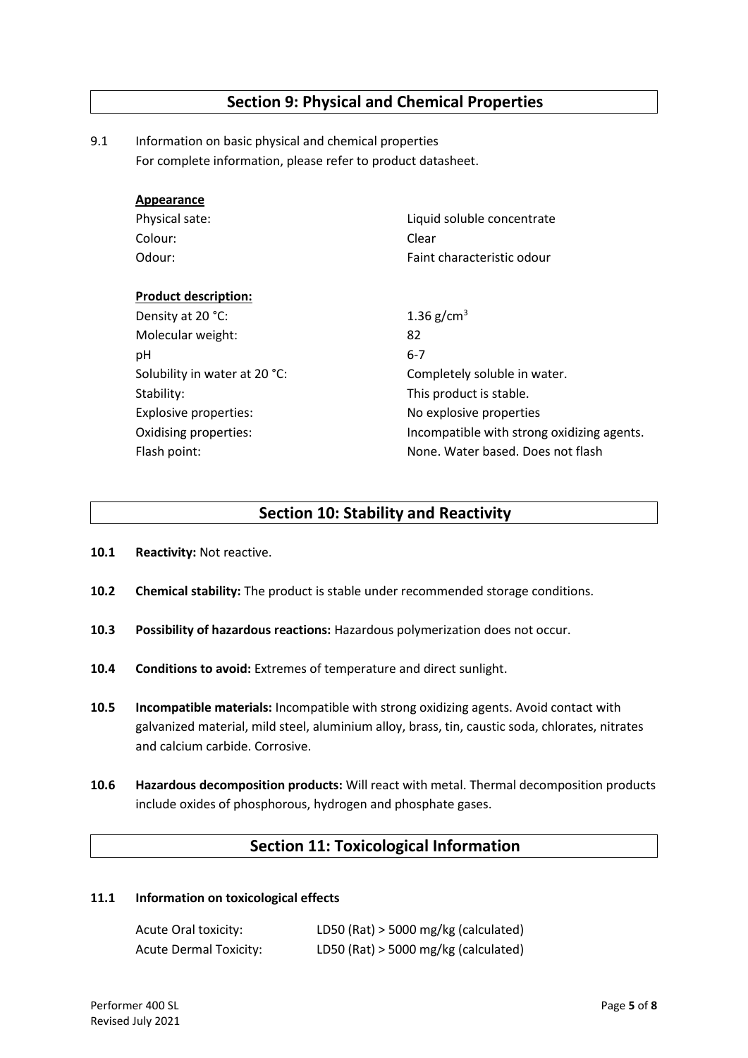## Section 9: Physical and Chemical Properties

9.1 Information on basic physical and chemical properties
For complete information, please refer to product datasheet.

**Appearance**

| | |
|---|---|
| Physical sate: | Liquid soluble concentrate |
| Colour: | Clear |
| Odour: | Faint characteristic odour |

**Product description:**

| | |
|---|---|
| Density at 20 °C: | 1.36 g/cm$^3$ |
| Molecular weight: | 82 |
| pH | 6-7 |
| Solubility in water at 20 °C: | Completely soluble in water. |
| Stability: | This product is stable. |
| Explosive properties: | No explosive properties |
| Oxidising properties: | Incompatible with strong oxidizing agents. |
| Flash point: | None. Water based. Does not flash |

## Section 10: Stability and Reactivity

**10.1 Reactivity:** Not reactive.

**10.2 Chemical stability:** The product is stable under recommended storage conditions.

**10.3 Possibility of hazardous reactions:** Hazardous polymerization does not occur.

**10.4 Conditions to avoid:** Extremes of temperature and direct sunlight.

**10.5 Incompatible materials:** Incompatible with strong oxidizing agents. Avoid contact with galvanized material, mild steel, aluminium alloy, brass, tin, caustic soda, chlorates, nitrates and calcium carbide. Corrosive.

**10.6 Hazardous decomposition products:** Will react with metal. Thermal decomposition products include oxides of phosphorous, hydrogen and phosphate gases.

## Section 11: Toxicological Information

**11.1 Information on toxicological effects**

| | |
|---|---|
| Acute Oral toxicity: | LD50 (Rat) > 5000 mg/kg (calculated) |
| Acute Dermal Toxicity: | LD50 (Rat) > 5000 mg/kg (calculated) |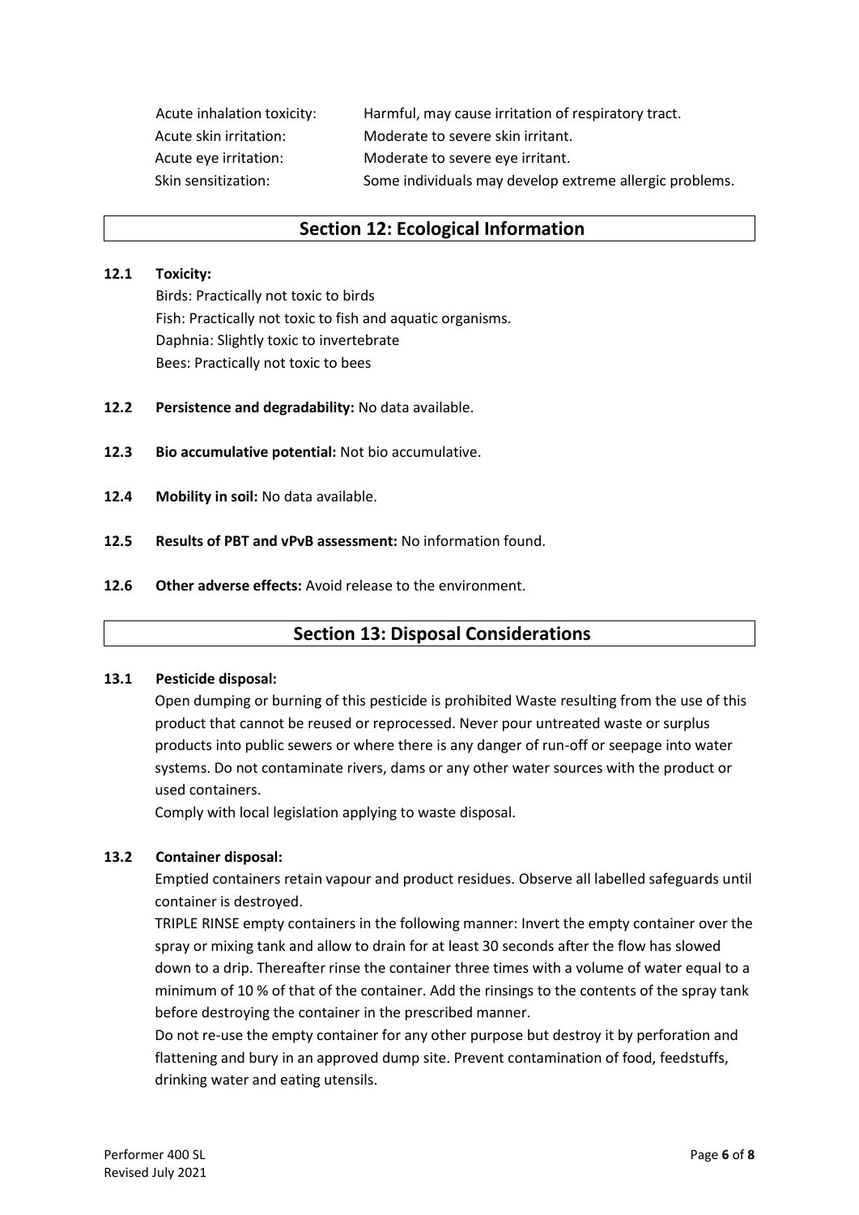| | |
|---|---|
| Acute inhalation toxicity: | Harmful, may cause irritation of respiratory tract. |
| Acute skin irritation: | Moderate to severe skin irritant. |
| Acute eye irritation: | Moderate to severe eye irritant. |
| Skin sensitization: | Some individuals may develop extreme allergic problems. |

## Section 12: Ecological Information

**12.1 Toxicity:**

Birds: Practically not toxic to birds
Fish: Practically not toxic to fish and aquatic organisms.
Daphnia: Slightly toxic to invertebrate
Bees: Practically not toxic to bees

**12.2 Persistence and degradability:** No data available.

**12.3 Bio accumulative potential:** Not bio accumulative.

**12.4 Mobility in soil:** No data available.

**12.5 Results of PBT and vPvB assessment:** No information found.

**12.6 Other adverse effects:** Avoid release to the environment.

## Section 13: Disposal Considerations

**13.1 Pesticide disposal:**

Open dumping or burning of this pesticide is prohibited Waste resulting from the use of this product that cannot be reused or reprocessed. Never pour untreated waste or surplus products into public sewers or where there is any danger of run-off or seepage into water systems. Do not contaminate rivers, dams or any other water sources with the product or used containers.

Comply with local legislation applying to waste disposal.

**13.2 Container disposal:**

Emptied containers retain vapour and product residues. Observe all labelled safeguards until container is destroyed.

TRIPLE RINSE empty containers in the following manner: Invert the empty container over the spray or mixing tank and allow to drain for at least 30 seconds after the flow has slowed down to a drip. Thereafter rinse the container three times with a volume of water equal to a minimum of 10 % of that of the container. Add the rinsings to the contents of the spray tank before destroying the container in the prescribed manner.

Do not re-use the empty container for any other purpose but destroy it by perforation and flattening and bury in an approved dump site. Prevent contamination of food, feedstuffs, drinking water and eating utensils.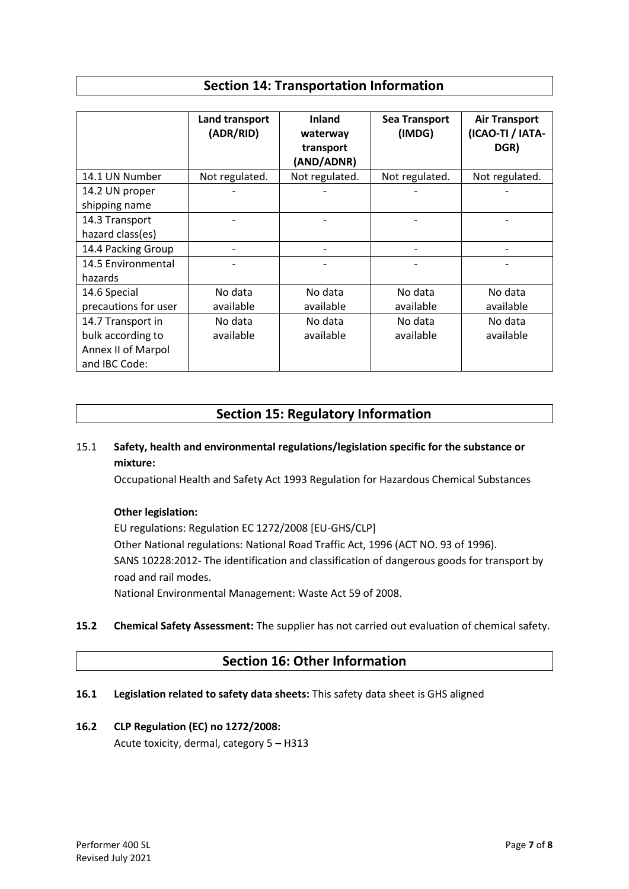## Section 14: Transportation Information

| | Land transport (ADR/RID) | Inland waterway transport (AND/ADNR) | Sea Transport (IMDG) | Air Transport (ICAO-TI / IATA-DGR) |
|---|---|---|---|---|
| 14.1 UN Number | Not regulated. | Not regulated. | Not regulated. | Not regulated. |
| 14.2 UN proper shipping name | - | - | - | - |
| 14.3 Transport hazard class(es) | - | - | - | - |
| 14.4 Packing Group | - | - | - | - |
| 14.5 Environmental hazards | - | - | - | - |
| 14.6 Special precautions for user | No data available | No data available | No data available | No data available |
| 14.7 Transport in bulk according to Annex II of Marpol and IBC Code: | No data available | No data available | No data available | No data available |

## Section 15: Regulatory Information

15.1 **Safety, health and environmental regulations/legislation specific for the substance or mixture:**

Occupational Health and Safety Act 1993 Regulation for Hazardous Chemical Substances

**Other legislation:**

EU regulations: Regulation EC 1272/2008 [EU-GHS/CLP]

Other National regulations: National Road Traffic Act, 1996 (ACT NO. 93 of 1996).

SANS 10228:2012- The identification and classification of dangerous goods for transport by road and rail modes.

National Environmental Management: Waste Act 59 of 2008.

**15.2 Chemical Safety Assessment:** The supplier has not carried out evaluation of chemical safety.

## Section 16: Other Information

**16.1 Legislation related to safety data sheets:** This safety data sheet is GHS aligned

**16.2 CLP Regulation (EC) no 1272/2008:**

Acute toxicity, dermal, category 5 – H313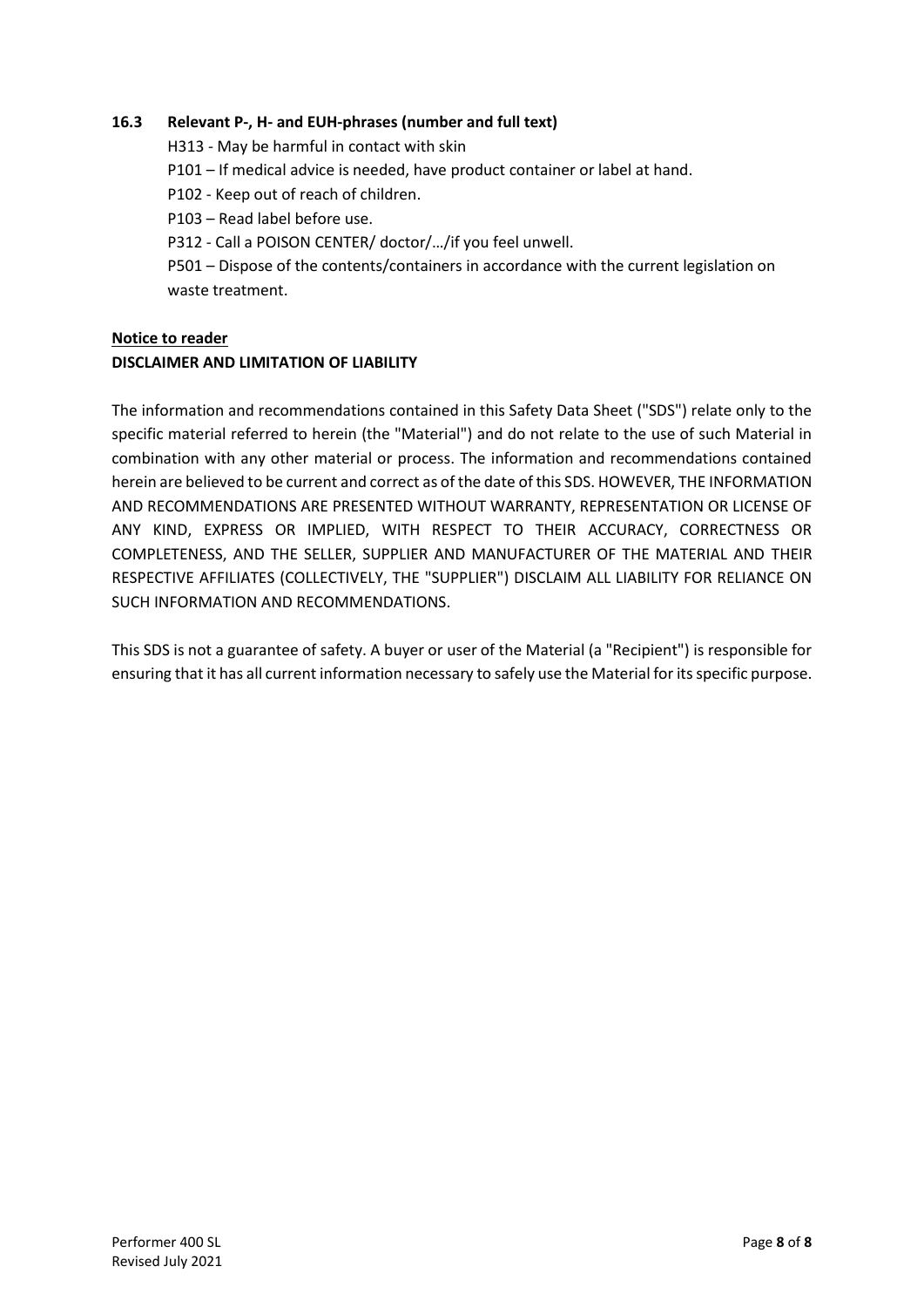### 16.3 Relevant P-, H- and EUH-phrases (number and full text)

H313 - May be harmful in contact with skin

P101 – If medical advice is needed, have product container or label at hand.

P102 - Keep out of reach of children.

P103 – Read label before use.

P312 - Call a POISON CENTER/ doctor/…/if you feel unwell.

P501 – Dispose of the contents/containers in accordance with the current legislation on waste treatment.

**Notice to reader**

**DISCLAIMER AND LIMITATION OF LIABILITY**

The information and recommendations contained in this Safety Data Sheet ("SDS") relate only to the specific material referred to herein (the "Material") and do not relate to the use of such Material in combination with any other material or process. The information and recommendations contained herein are believed to be current and correct as of the date of this SDS. HOWEVER, THE INFORMATION AND RECOMMENDATIONS ARE PRESENTED WITHOUT WARRANTY, REPRESENTATION OR LICENSE OF ANY KIND, EXPRESS OR IMPLIED, WITH RESPECT TO THEIR ACCURACY, CORRECTNESS OR COMPLETENESS, AND THE SELLER, SUPPLIER AND MANUFACTURER OF THE MATERIAL AND THEIR RESPECTIVE AFFILIATES (COLLECTIVELY, THE "SUPPLIER") DISCLAIM ALL LIABILITY FOR RELIANCE ON SUCH INFORMATION AND RECOMMENDATIONS.

This SDS is not a guarantee of safety. A buyer or user of the Material (a "Recipient") is responsible for ensuring that it has all current information necessary to safely use the Material for its specific purpose.